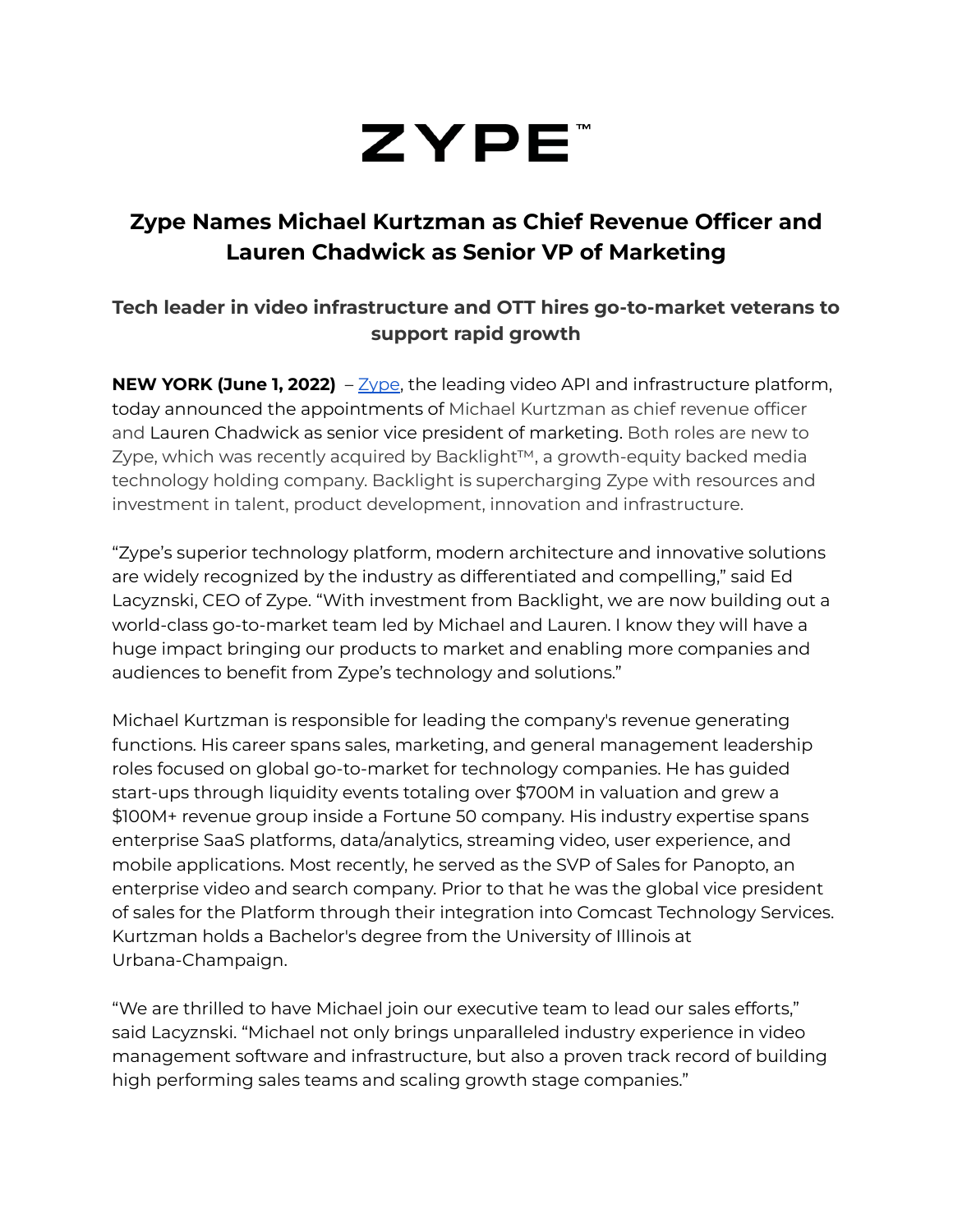# ZYPE™

## Zype Names Michael Kurtzman as Chief Revenue Officer and Lauren Chadwick as Senior VP of Marketing

### Tech leader in video infrastructure and OTT hires go-to-market veterans to support rapid growth

**NEW YORK (June 1, 2022)** – [Zype](), the leading video API and infrastructure platform, today announced the appointments of Michael Kurtzman as chief revenue officer and Lauren Chadwick as senior vice president of marketing. Both roles are new to Zype, which was recently acquired by Backlight™, a growth-equity backed media technology holding company. Backlight is supercharging Zype with resources and investment in talent, product development, innovation and infrastructure.

"Zype's superior technology platform, modern architecture and innovative solutions are widely recognized by the industry as differentiated and compelling," said Ed Lacyznski, CEO of Zype. "With investment from Backlight, we are now building out a world-class go-to-market team led by Michael and Lauren. I know they will have a huge impact bringing our products to market and enabling more companies and audiences to benefit from Zype's technology and solutions."

Michael Kurtzman is responsible for leading the company's revenue generating functions. His career spans sales, marketing, and general management leadership roles focused on global go-to-market for technology companies. He has guided start-ups through liquidity events totaling over $700M in valuation and grew a $100M+ revenue group inside a Fortune 50 company. His industry expertise spans enterprise SaaS platforms, data/analytics, streaming video, user experience, and mobile applications. Most recently, he served as the SVP of Sales for Panopto, an enterprise video and search company. Prior to that he was the global vice president of sales for the Platform through their integration into Comcast Technology Services. Kurtzman holds a Bachelor's degree from the University of Illinois at Urbana-Champaign.

"We are thrilled to have Michael join our executive team to lead our sales efforts," said Lacyznski. "Michael not only brings unparalleled industry experience in video management software and infrastructure, but also a proven track record of building high performing sales teams and scaling growth stage companies."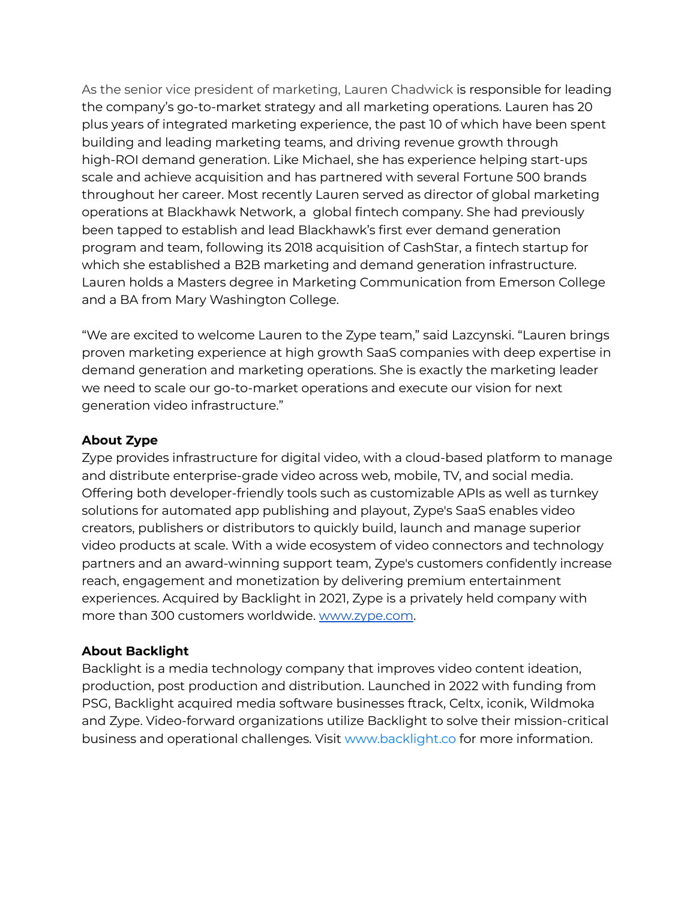As the senior vice president of marketing, Lauren Chadwick is responsible for leading the company's go-to-market strategy and all marketing operations. Lauren has 20 plus years of integrated marketing experience, the past 10 of which have been spent building and leading marketing teams, and driving revenue growth through high-ROI demand generation. Like Michael, she has experience helping start-ups scale and achieve acquisition and has partnered with several Fortune 500 brands throughout her career. Most recently Lauren served as director of global marketing operations at Blackhawk Network, a global fintech company. She had previously been tapped to establish and lead Blackhawk's first ever demand generation program and team, following its 2018 acquisition of CashStar, a fintech startup for which she established a B2B marketing and demand generation infrastructure. Lauren holds a Masters degree in Marketing Communication from Emerson College and a BA from Mary Washington College.

"We are excited to welcome Lauren to the Zype team," said Lazcynski. "Lauren brings proven marketing experience at high growth SaaS companies with deep expertise in demand generation and marketing operations. She is exactly the marketing leader we need to scale our go-to-market operations and execute our vision for next generation video infrastructure."

**About Zype**

Zype provides infrastructure for digital video, with a cloud-based platform to manage and distribute enterprise-grade video across web, mobile, TV, and social media. Offering both developer-friendly tools such as customizable APIs as well as turnkey solutions for automated app publishing and playout, Zype's SaaS enables video creators, publishers or distributors to quickly build, launch and manage superior video products at scale. With a wide ecosystem of video connectors and technology partners and an award-winning support team, Zype's customers confidently increase reach, engagement and monetization by delivering premium entertainment experiences. Acquired by Backlight in 2021, Zype is a privately held company with more than 300 customers worldwide. [www.zype.com](http://www.zype.com).

**About Backlight**

Backlight is a media technology company that improves video content ideation, production, post production and distribution. Launched in 2022 with funding from PSG, Backlight acquired media software businesses ftrack, Celtx, iconik, Wildmoka and Zype. Video-forward organizations utilize Backlight to solve their mission-critical business and operational challenges. Visit [www.backlight.co](http://www.backlight.co) for more information.